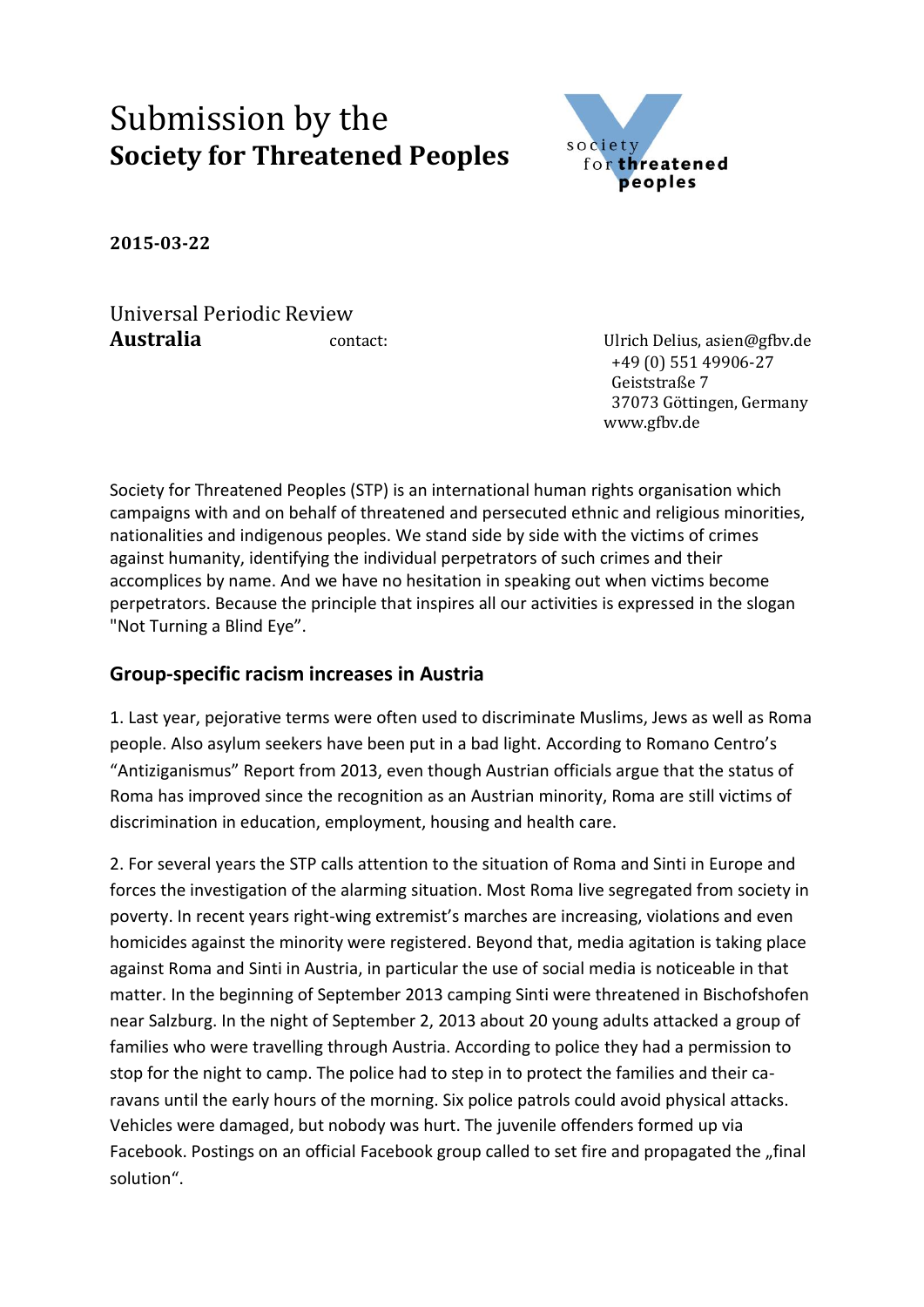# Submission by the
# **Society for Threatened Peoples**

society for **threatened peoples**

**2015-03-22**

Universal Periodic Review
**Australia**

contact: Ulrich Delius, asien@gfbv.de
+49 (0) 551 49906-27
Geiststraße 7
37073 Göttingen, Germany
www.gfbv.de

Society for Threatened Peoples (STP) is an international human rights organisation which campaigns with and on behalf of threatened and persecuted ethnic and religious minorities, nationalities and indigenous peoples. We stand side by side with the victims of crimes against humanity, identifying the individual perpetrators of such crimes and their accomplices by name. And we have no hesitation in speaking out when victims become perpetrators. Because the principle that inspires all our activities is expressed in the slogan "Not Turning a Blind Eye".

## Group-specific racism increases in Austria

1. Last year, pejorative terms were often used to discriminate Muslims, Jews as well as Roma people. Also asylum seekers have been put in a bad light. According to Romano Centro's "Antiziganismus" Report from 2013, even though Austrian officials argue that the status of Roma has improved since the recognition as an Austrian minority, Roma are still victims of discrimination in education, employment, housing and health care.

2. For several years the STP calls attention to the situation of Roma and Sinti in Europe and forces the investigation of the alarming situation. Most Roma live segregated from society in poverty. In recent years right-wing extremist's marches are increasing, violations and even homicides against the minority were registered. Beyond that, media agitation is taking place against Roma and Sinti in Austria, in particular the use of social media is noticeable in that matter. In the beginning of September 2013 camping Sinti were threatened in Bischofshofen near Salzburg. In the night of September 2, 2013 about 20 young adults attacked a group of families who were travelling through Austria. According to police they had a permission to stop for the night to camp. The police had to step in to protect the families and their caravans until the early hours of the morning. Six police patrols could avoid physical attacks. Vehicles were damaged, but nobody was hurt. The juvenile offenders formed up via Facebook. Postings on an official Facebook group called to set fire and propagated the „final solution".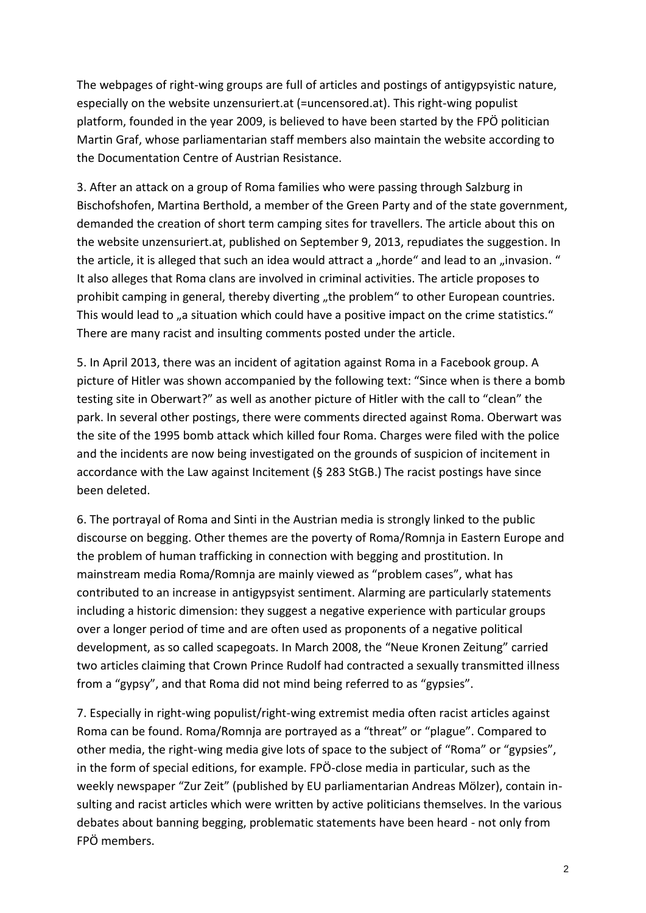The webpages of right-wing groups are full of articles and postings of antigypsyistic nature, especially on the website unzensuriert.at (=uncensored.at). This right-wing populist platform, founded in the year 2009, is believed to have been started by the FPÖ politician Martin Graf, whose parliamentarian staff members also maintain the website according to the Documentation Centre of Austrian Resistance.

3. After an attack on a group of Roma families who were passing through Salzburg in Bischofshofen, Martina Berthold, a member of the Green Party and of the state government, demanded the creation of short term camping sites for travellers. The article about this on the website unzensuriert.at, published on September 9, 2013, repudiates the suggestion. In the article, it is alleged that such an idea would attract a „horde" and lead to an „invasion. " It also alleges that Roma clans are involved in criminal activities. The article proposes to prohibit camping in general, thereby diverting „the problem" to other European countries. This would lead to „a situation which could have a positive impact on the crime statistics." There are many racist and insulting comments posted under the article.

5. In April 2013, there was an incident of agitation against Roma in a Facebook group. A picture of Hitler was shown accompanied by the following text: "Since when is there a bomb testing site in Oberwart?" as well as another picture of Hitler with the call to "clean" the park. In several other postings, there were comments directed against Roma. Oberwart was the site of the 1995 bomb attack which killed four Roma. Charges were filed with the police and the incidents are now being investigated on the grounds of suspicion of incitement in accordance with the Law against Incitement (§ 283 StGB.) The racist postings have since been deleted.

6. The portrayal of Roma and Sinti in the Austrian media is strongly linked to the public discourse on begging. Other themes are the poverty of Roma/Romnja in Eastern Europe and the problem of human trafficking in connection with begging and prostitution. In mainstream media Roma/Romnja are mainly viewed as "problem cases", what has contributed to an increase in antigypsyist sentiment. Alarming are particularly statements including a historic dimension: they suggest a negative experience with particular groups over a longer period of time and are often used as proponents of a negative political development, as so called scapegoats. In March 2008, the "Neue Kronen Zeitung" carried two articles claiming that Crown Prince Rudolf had contracted a sexually transmitted illness from a "gypsy", and that Roma did not mind being referred to as "gypsies".

7. Especially in right-wing populist/right-wing extremist media often racist articles against Roma can be found. Roma/Romnja are portrayed as a "threat" or "plague". Compared to other media, the right-wing media give lots of space to the subject of "Roma" or "gypsies", in the form of special editions, for example. FPÖ-close media in particular, such as the weekly newspaper "Zur Zeit" (published by EU parliamentarian Andreas Mölzer), contain insulting and racist articles which were written by active politicians themselves. In the various debates about banning begging, problematic statements have been heard - not only from FPÖ members.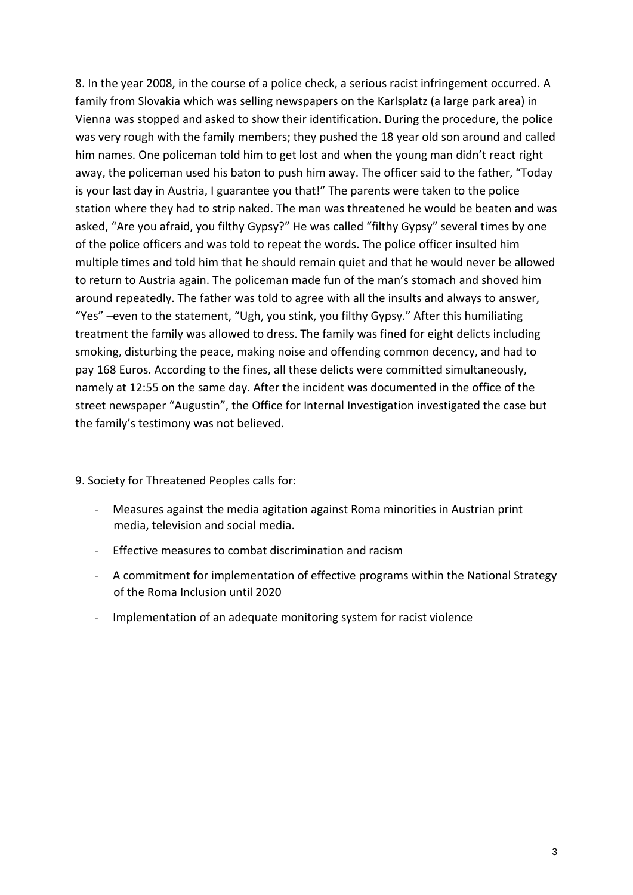8. In the year 2008, in the course of a police check, a serious racist infringement occurred. A family from Slovakia which was selling newspapers on the Karlsplatz (a large park area) in Vienna was stopped and asked to show their identification. During the procedure, the police was very rough with the family members; they pushed the 18 year old son around and called him names. One policeman told him to get lost and when the young man didn't react right away, the policeman used his baton to push him away. The officer said to the father, "Today is your last day in Austria, I guarantee you that!" The parents were taken to the police station where they had to strip naked. The man was threatened he would be beaten and was asked, "Are you afraid, you filthy Gypsy?" He was called "filthy Gypsy" several times by one of the police officers and was told to repeat the words. The police officer insulted him multiple times and told him that he should remain quiet and that he would never be allowed to return to Austria again. The policeman made fun of the man's stomach and shoved him around repeatedly. The father was told to agree with all the insults and always to answer, "Yes" –even to the statement, "Ugh, you stink, you filthy Gypsy." After this humiliating treatment the family was allowed to dress. The family was fined for eight delicts including smoking, disturbing the peace, making noise and offending common decency, and had to pay 168 Euros. According to the fines, all these delicts were committed simultaneously, namely at 12:55 on the same day. After the incident was documented in the office of the street newspaper "Augustin", the Office for Internal Investigation investigated the case but the family's testimony was not believed.

9. Society for Threatened Peoples calls for:

- Measures against the media agitation against Roma minorities in Austrian print media, television and social media.
- Effective measures to combat discrimination and racism
- A commitment for implementation of effective programs within the National Strategy of the Roma Inclusion until 2020
- Implementation of an adequate monitoring system for racist violence